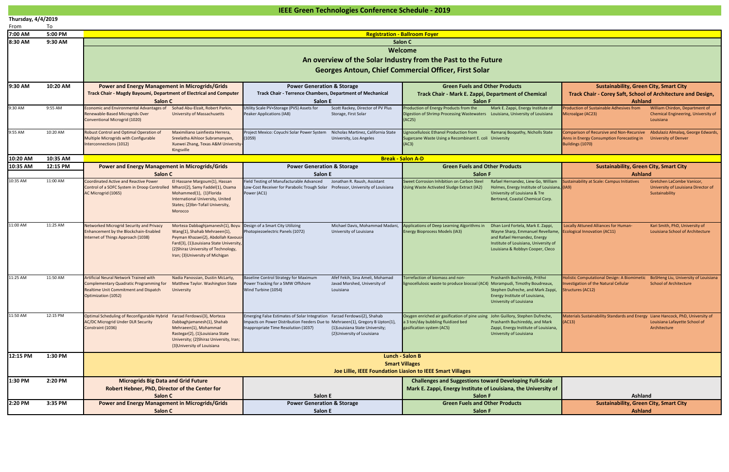# IEEE Green Technologies Conference Schedule - 2019

**Thursday, 4/4/2019**

| From | To | Power and Energy Management in Microgrids/Grids | | Power Generation & Storage | | Green Fuels and Other Products | | Sustainability, Green City, Smart City | |
|---|---|---|---|---|---|---|---|---|---|
| 7:00 AM | 5:00 PM | **Registration - Ballroom Foyer** | | | | | | | |
| 8:30 AM | 9:30 AM | **Salon C** — **Welcome** — **An overview of the Solar Industry from the Past to the Future** — **Georges Antoun, Chief Commercial Officer, First Solar** | | | | | | | |
| 9:30 AM | 10:20 AM | **Power and Energy Management in Microgrids/Grids** Track Chair - Magdy Bayoumi, Department of Electrical and Computer — Salon C | | **Power Generation & Storage** Track Chair - Terrence Chambers, Department of Mechanical — Salon E | | **Green Fuels and Other Products** Track Chair - Mark E. Zappi, Department of Chemical — Salon F | | **Sustainability, Green City, Smart City** Track Chair - Corey Saft, School of Architecture and Design, — Ashland | |
| 9:30 AM | 9:55 AM | Economic and Environmental Advantages of Renewable-Based Microgrids Over Conventional Microgrid (1020) | Sohad Abu-Elzait, Robert Parkin, University of Massachusetts | Utility Scale PV+Storage (PVS) Assets for Peaker Applications (IA8) | Scott Rackey, Director of PV Plus Storage, First Solar | Production of Energy Products from the Digestion of Shrimp Processing Wastewaters (AC25) | Mark E. Zappi, Energy Institute of Louisiana, University of Louisiana | Production of Sustainable Adhesives from Microalgae (AC23) | William Chirdon, Department of Chemical Engineering, University of Louisiana |
| 9:55 AM | 10:20 AM | Robust Control and Optimal Operation of Multiple Microgrids with Configurable Interconnections (1012) | Maximiliano Lainfiesta Herrera, Sreelatha Aihloor Subramanyam, Xuewei Zhang, Texas A&M University-Kingsville | Project Mexico: Coyuchi Solar Power System (1059) | Nicholas Martinez, California State University, Los Angeles | Lignocellulosic Ethanol Production from Sugarcane Waste Using a Recombinant E. coli (AC3) | Ramaraj Boopathy, Nicholls State University | Comparison of Recursive and Non-Recursive Anns in Energy Consumption Forecasting in Buildings (1070) | Abdulaziz Almalaq, George Edwards, University of Denver |
| 10:20 AM | 10:35 AM | **Break - Salon A-D** | | | | | | | |
| 10:35 AM | 12:15 PM | **Power and Energy Management in Microgrids/Grids** — Salon C | | **Power Generation & Storage** — Salon E | | **Green Fuels and Other Products** — Salon F | | **Sustainability, Green City, Smart City** — Ashland | |
| 10:35 AM | 11:00 AM | Coordinated Active and Reactive Power Control of a SOFC System in Droop Controlled AC Microgrid (1065) | El Hassane Margoum{1}, Hassan Mharzi{2}, Samy Faddel{1}, Osama Mohammed{1}, {1}Florida International University, United States; {2}Ibn-Tofail University, Morocco | Field Testing of Manufacturable Advanced Low-Cost Receiver for Parabolic Trough Solar Power (AC1) | Jonathan R. Raush, Assistant Professor, University of Louisiana | Sweet Corrosion Inhibition on Carbon Steel Using Waste Activated Sludge Extract (IA2) | Rafael Hernandez, Liew Go, William Holmes, Energy Institute of Louisiana, University of Louisiana & Tre Bertrand, Coastal Chemical Corp. | Sustainability at Scale: Campus Initiatives (IA9) | Gretchen LaCombe Vanicor, University of Louisiana Director of Sustainability |
| 11:00 AM | 11:25 AM | Networked Microgrid Security and Privacy Enhancement by the Blockchain-Enabled Internet of Things Approach (1038) | Morteza Dabbaghjamanesh{1}, Boyu Wang{1}, Shahab Mehraeen{1}, Peyman Khazaei{2}, Abdollah Kavousi-Fard{3}, {1}Louisiana State University, {2}Shiraz University of Technology, Iran; {3}University of Michigan | Design of a Smart City Utilizing Photopiezoelectric Panels (1072) | Michael Davis, Mohammad Madani, University of Louisiana | Applications of Deep Learning Algorithms in Energy Bioprocess Models (IA3) | Dhan Lord Fortela, Mark E. Zappi, Wayne Sharp, Emmanuel Revellame, and Rafael Hernandez, Energy Institute of Louisiana, University of Louisiana & Robbyn Cooper, Cleco | Locally Attuned Alliances for Human-Ecological Innovation (AC11) | Kari Smith, PhD, University of Louisiana School of Architecture |
| 11:25 AM | 11:50 AM | Artificial Neural Network Trained with Complementary Quadratic Programming for Realtime Unit Commitment and Dispatch Optimization (1052) | Nadia Panossian, Dustin McLarty, Matthew Taylor. Washington State University | Baseline Control Strategy for Maximum Power Tracking for a 5MW Offshore Wind Turbine (1054) | Afef Fekih, Sina Ameli, Mohamad Javad Morshed, University of Louisiana | Torrefaction of biomass and non-lignocellulosic waste to produce biocoal (AC4) | Prashanth Buchireddy, Prithvi Morampudi, Timothy Boudreaux, Stephen Dufreche, and Mark Zappi, Energy Institute of Louisiana, University of Louisiana | Holistic Computational Design: A Biomimetic Investigation of the Natural Cellular Structures (AC12) | BoSHeng Liu, University of Louisiana School of Architecture |
| 11:50 AM | 12:15 PM | Optimal Scheduling of Reconfigurable Hybrid AC/DC Microgrid Under DLR Security Constraint (1036) | Farzad Ferdowsi{3}, Morteza Dabbaghjamanesh{1}, Shahab Mehraeen{1}, Mohammad Rastegar{2}, {1}Louisiana State University; {2}Shiraz University, Iran; {3}University of Louisiana | Emerging False Estimates of Solar Integration Impacts on Power Distribution Feeders Due to Inappropriate Time Resolution (1037) | Farzad Ferdowsi{2}, Shahab Mehraeen{1}, Gregory B Upton{1}, {1}Louisiana State University; {2}University of Louisiana | Oxygen enriched air gasification of pine using a 3 ton/day bubbling fluidized bed gasification system (AC5) | John Guillory, Stephen Dufreche, Prashanth Buchireddy, and Mark Zappi, Energy Institute of Louisiana, University of Louisiana | Materials Sustainability Standards and Energy (AC13) | Liane Hancock, PhD, University of Louisiana Lafayette School of Architecture |
| 12:15 PM | 1:30 PM | **Lunch - Salon B** — **Smart Villages** — **Joe Lillie, IEEE Foundation Liasion to IEEE Smart Villages** | | | | | | | |
| 1:30 PM | 2:20 PM | **Microgrids Big Data and Grid Future** Robert Hebner, PhD, Director of the Center for — Salon C | | Salon E | | **Challenges and Suggestions toward Developing Full-Scale** Mark E. Zappi, Energy Institute of Louisiana, the University of — Salon F | | Ashland | |
| 2:20 PM | 3:35 PM | **Power and Energy Management in Microgrids/Grids** — Salon C | | **Power Generation & Storage** — Salon E | | **Green Fuels and Other Products** — Salon F | | **Sustainability, Green City, Smart City** — Ashland | |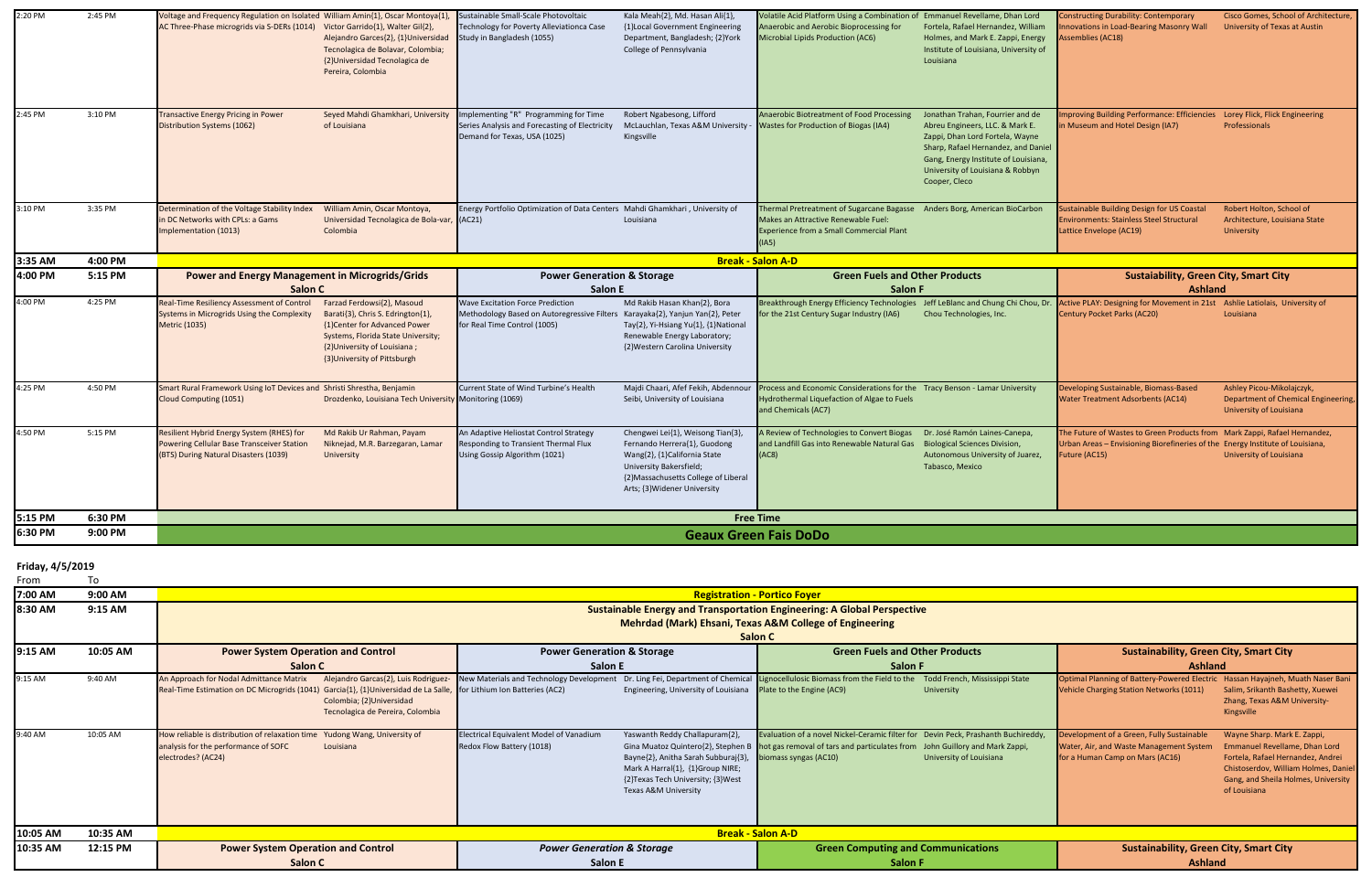| From | To | Power and Energy Management in Microgrids/Grids | | Power Generation & Storage | | Green Fuels and Other Products | | Sustaiability, Green City, Smart City | |
|---|---|---|---|---|---|---|---|---|---|
| 2:20 PM | 2:45 PM | Voltage and Frequency Regulation on Isolated AC Three-Phase microgrids via S-DERs (1014) | William Amin(1), Oscar Montoya(1), Victor Garrido(1), Walter Gil(2), Alejandro Garces(2), (1)Universidad Tecnologica de Bolavar, Colombia; (2)Universidad Tecnologica de Pereira, Colombia | Sustainable Small-Scale Photovoltaic Technology for Poverty Alleviationca Case Study in Bangladesh (1055) | Kala Meah(2), Md. Hasan Ali(1), (1)Local Government Engineering Department, Bangladesh; (2)York College of Pennsylvania | Volatile Acid Platform Using a Combination of Anaerobic and Aerobic Bioprocessing for Microbial Lipids Production (AC6) | Emmanuel Revellame, Dhan Lord Fortela, Rafael Hernandez, William Holmes, and Mark E. Zappi, Energy Institute of Louisiana, University of Louisiana | Constructing Durability: Contemporary Innovations in Load-Bearing Masonry Wall Assemblies (AC18) | Cisco Gomes, School of Architecture, University of Texas at Austin |
| 2:45 PM | 3:10 PM | Transactive Energy Pricing in Power Distribution Systems (1062) | Seyed Mahdi Ghamkhari, University of Louisiana | Implementing "R" Programming for Time Series Analysis and Forecasting of Electricity Demand for Texas, USA (1025) | Robert Ngabesong, Lifford McLauchlan, Texas A&M University - Kingsville | Anaerobic Biotreatment of Food Processing Wastes for Production of Biogas (IA4) | Jonathan Trahan, Fourrier and de Abreu Engineers, LLC. & Mark E. Zappi, Dhan Lord Fortela, Wayne Sharp, Rafael Hernandez, and Daniel Gang, Energy Institute of Louisiana, University of Louisiana & Robbyn Cooper, Cleco | Improving Building Performance: Efficiencies in Museum and Hotel Design (IA7) | Lorey Flick, Flick Engineering Professionals |
| 3:10 PM | 3:35 PM | Determination of the Voltage Stability Index in DC Networks with CPLs: a Gams Implementation (1013) | William Amin, Oscar Montoya, Universidad Tecnologica de Bola-var, Colombia | Energy Portfolio Optimization of Data Centers (AC21) | Mahdi Ghamkhari , University of Louisiana | Thermal Pretreatment of Sugarcane Bagasse Makes an Attractive Renewable Fuel: Experience from a Small Commercial Plant (IA5) | Anders Borg, American BioCarbon | Sustainable Building Design for US Coastal Environments: Stainless Steel Structural Lattice Envelope (AC19) | Robert Holton, School of Architecture, Louisiana State University |
| **3:35 AM** | **4:00 PM** | **Break - Salon A-D** | | | | | | | |
| **4:00 PM** | **5:15 PM** | **Power and Energy Management in Microgrids/Grids Salon C** | | **Power Generation & Storage Salon E** | | **Green Fuels and Other Products Salon F** | | **Sustaiability, Green City, Smart City Ashland** | |
| 4:00 PM | 4:25 PM | Real-Time Resiliency Assessment of Control Systems in Microgrids Using the Complexity Metric (1035) | Farzad Ferdowsi(2), Masoud Barati(3), Chris S. Edrington(1), (1)Center for Advanced Power Systems, Florida State University; (2)University of Louisiana ; (3)University of Pittsburgh | Wave Excitation Force Prediction Methodology Based on Autoregressive Filters for Real Time Control (1005) | Md Rakib Hasan Khan(2), Bora Karayaka(2), Yanjun Yan(2), Peter Tay(2), Yi-Hsiang Yu(1), (1)National Renewable Energy Laboratory; (2)Western Carolina University | Breakthrough Energy Efficiency Technologies for the 21st Century Sugar Industry (IA6) | Jeff LeBlanc and Chung Chi Chou, Dr. Chou Technologies, Inc. | Active PLAY: Designing for Movement in 21st Century Pocket Parks (AC20) | Ashlie Latiolais, University of Louisiana |
| 4:25 PM | 4:50 PM | Smart Rural Framework Using IoT Devices and Cloud Computing (1051) | Shristi Shrestha, Benjamin Drozdenko, Louisiana Tech University | Current State of Wind Turbine's Health Monitoring (1069) | Majdi Chaari, Afef Fekih, Abdennour Seibi, University of Louisiana | Process and Economic Considerations for the Hydrothermal Liquefaction of Algae to Fuels and Chemicals (AC7) | Tracy Benson - Lamar University | Developing Sustainable, Biomass-Based Water Treatment Adsorbents (AC14) | Ashley Picou-Mikolajczyk, Department of Chemical Engineering, University of Louisiana |
| 4:50 PM | 5:15 PM | Resilient Hybrid Energy System (RHES) for Powering Cellular Base Transceiver Station (BTS) During Natural Disasters (1039) | Md Rakib Ur Rahman, Payam Niknejad, M.R. Barzegaran, Lamar University | An Adaptive Heliostat Control Strategy Responding to Transient Thermal Flux Using Gossip Algorithm (1021) | Chengwei Lei(1), Weisong Tian(3), Fernando Herrera(1), Guodong Wang(2), (1)California State University Bakersfield; (2)Massachusetts College of Liberal Arts; (3)Widener University | A Review of Technologies to Convert Biogas and Landfill Gas into Renewable Natural Gas (AC8) | Dr. José Ramón Laines-Canepa, Biological Sciences Division, Autonomous University of Juarez, Tabasco, Mexico | The Future of Wastes to Green Products from Urban Areas – Envisioning Biorefineries of the Future (AC15) | Mark Zappi, Rafael Hernandez, Energy Institute of Louisiana, University of Louisiana |
| **5:15 PM** | **6:30 PM** | **Free Time** | | | | | | | |
| **6:30 PM** | **9:00 PM** | **Geaux Green Fais DoDo** | | | | | | | |

**Friday, 4/5/2019**

| From | To | | | | | | | | |
|---|---|---|---|---|---|---|---|---|---|
| **7:00 AM** | **9:00 AM** | **Registration - Portico Foyer** | | | | | | | |
| **8:30 AM** | **9:15 AM** | **Sustainable Energy and Transportation Engineering: A Global Perspective** **Mehrdad (Mark) Ehsani, Texas A&M College of Engineering** **Salon C** | | | | | | | |
| **9:15 AM** | **10:05 AM** | **Power System Operation and Control Salon C** | | **Power Generation & Storage Salon E** | | **Green Fuels and Other Products Salon F** | | **Sustaiability, Green City, Smart City Ashland** | |
| 9:15 AM | 9:40 AM | An Approach for Nodal Admittance Matrix Real-Time Estimation on DC Microgrids (1041) | Alejandro Garcas(2), Luis Rodriguez-Garcia(1), (1)Universidad de La Salle, Colombia; (2)Universidad Tecnologica de Pereira, Colombia | New Materials and Technology Development for Lithium Ion Batteries (AC2) | Dr. Ling Fei, Department of Chemical Engineering, University of Louisiana | Lignocellulosic Biomass from the Field to the Plate to the Engine (AC9) | Todd French, Mississippi State University | Optimal Planning of Battery-Powered Electric Vehicle Charging Station Networks (1011) | Hassan Hayajneh, Muath Naser Bani Salim, Srikanth Bashetty, Xuewei Zhang, Texas A&M University-Kingsville |
| 9:40 AM | 10:05 AM | How reliable is distribution of relaxation time analysis for the performance of SOFC electrodes? (AC24) | Yudong Wang, University of Louisiana | Electrical Equivalent Model of Vanadium Redox Flow Battery (1018) | Yaswanth Reddy Challapuram(2), Gina Muatoz Quintero(2), Stephen B Bayne(2), Anitha Sarah Subburaj(3), Mark A Harral(1), (1)Group NIRE; (2)Texas Tech University; (3)West Texas A&M University | Evaluation of a novel Nickel-Ceramic filter for hot gas removal of tars and particulates from biomass syngas (AC10) | Devin Peck, Prashanth Buchireddy, John Guillory and Mark Zappi, University of Louisiana | Development of a Green, Fully Sustainable Water, Air, and Waste Management System for a Human Camp on Mars (AC16) | Wayne Sharp. Mark E. Zappi, Emmanuel Revellame, Dhan Lord Fortela, Rafael Hernandez, Andrei Chistoserdov, William Holmes, Daniel Gang, and Sheila Holmes, University of Louisiana |
| **10:05 AM** | **10:35 AM** | **Break - Salon A-D** | | | | | | | |
| **10:35 AM** | **12:15 PM** | **Power System Operation and Control Salon C** | | ***Power Generation & Storage*** **Salon E** | | **Green Computing and Communications Salon F** | | **Sustaiability, Green City, Smart City Ashland** | |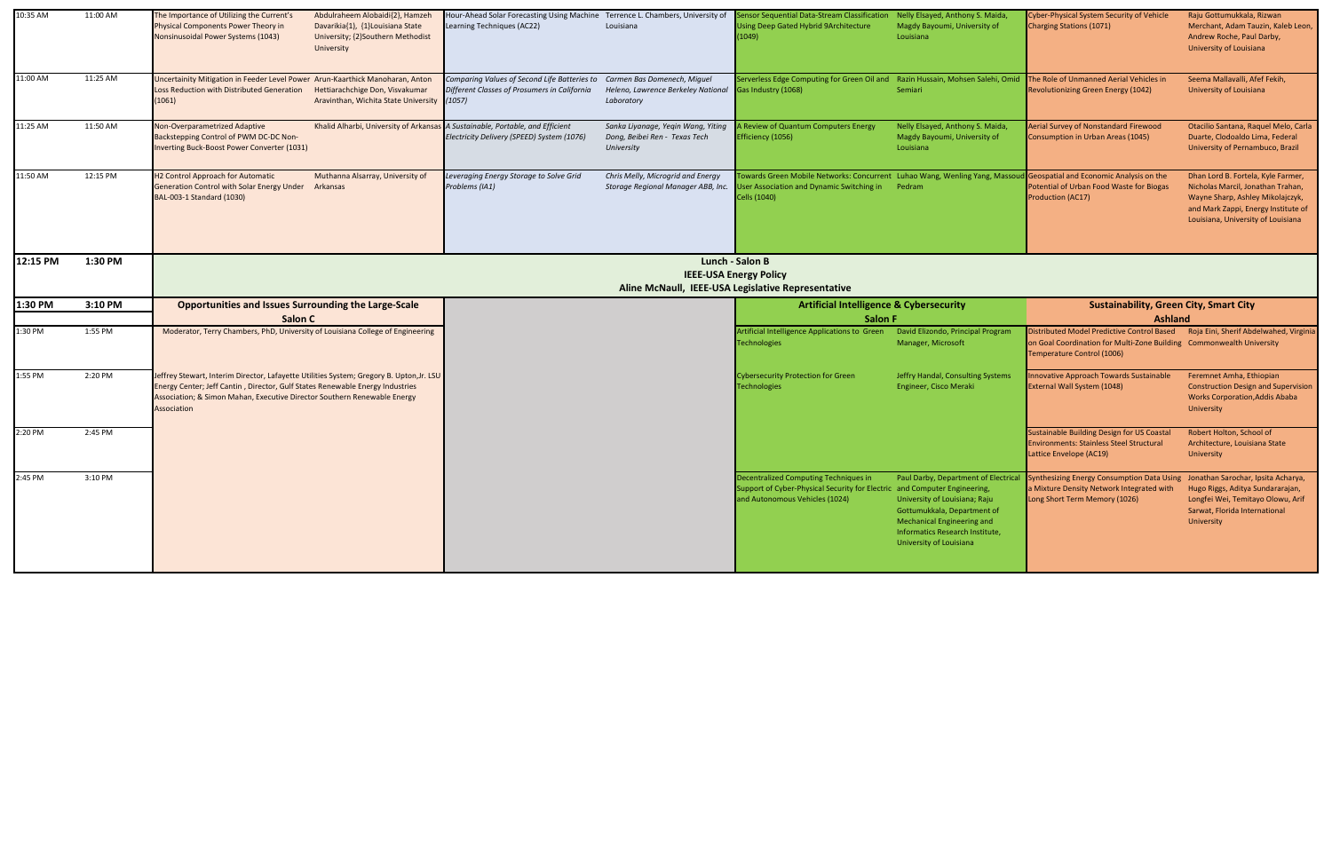| | | | | | | | | | |
|---|---|---|---|---|---|---|---|---|---|
| 10:35 AM | 11:00 AM | The Importance of Utilizing the Current's Physical Components Power Theory in Nonsinusoidal Power Systems (1043) | Abdulraheem Alobaidi(2), Hamzeh Davarikia(1), (1)Louisiana State University; (2)Southern Methodist University | Hour-Ahead Solar Forecasting Using Machine Learning Techniques (AC22) | Terrence L. Chambers, University of Louisiana | Sensor Sequential Data-Stream Classification Using Deep Gated Hybrid 9Architecture (1049) | Nelly Elsayed, Anthony S. Maida, Magdy Bayoumi, University of Louisiana | Cyber-Physical System Security of Vehicle Charging Stations (1071) | Raju Gottumukkala, Rizwan Merchant, Adam Tauzin, Kaleb Leon, Andrew Roche, Paul Darby, University of Louisiana |
| 11:00 AM | 11:25 AM | Uncertainity Mitigation in Feeder Level Power Loss Reduction with Distributed Generation (1061) | Arun-Kaarthick Manoharan, Anton Hettiarachchige Don, Visvakumar Aravinthan, Wichita State University | *Comparing Values of Second Life Batteries to Different Classes of Prosumers in California (1057)* | *Carmen Bas Domenech, Miguel Heleno, Lawrence Berkeley National Laboratory* | Serverless Edge Computing for Green Oil and Gas Industry (1068) | Razin Hussain, Mohsen Salehi, Omid Semiari | The Role of Unmanned Aerial Vehicles in Revolutionizing Green Energy (1042) | Seema Mallavalli, Afef Fekih, University of Louisiana |
| 11:25 AM | 11:50 AM | Non-Overparametrized Adaptive Backstepping Control of PWM DC-DC Non-Inverting Buck-Boost Power Converter (1031) | Khalid Alharbi, University of Arkansas | *A Sustainable, Portable, and Efficient Electricity Delivery (SPEED) System (1076)* | *Sanka Liyanage, Yeqin Wang, Yiting Dong, Beibei Ren - Texas Tech University* | A Review of Quantum Computers Energy Efficiency (1056) | Nelly Elsayed, Anthony S. Maida, Magdy Bayoumi, University of Louisiana | Aerial Survey of Nonstandard Firewood Consumption in Urban Areas (1045) | Otacilio Santana, Raquel Melo, Carla Duarte, Clodoaldo Lima, Federal University of Pernambuco, Brazil |
| 11:50 AM | 12:15 PM | H2 Control Approach for Automatic Generation Control with Solar Energy Under BAL-003-1 Standard (1030) | Muthanna Alsarray, University of Arkansas | *Leveraging Energy Storage to Solve Grid Problems (IA1)* | *Chris Melly, Microgrid and Energy Storage Regional Manager ABB, Inc.* | Towards Green Mobile Networks: Concurrent User Association and Dynamic Switching in Cells (1040) | Luhao Wang, Wenling Yang, Massoud Pedram | Geospatial and Economic Analysis on the Potential of Urban Food Waste for Biogas Production (AC17) | Dhan Lord B. Fortela, Kyle Farmer, Nicholas Marcil, Jonathan Trahan, Wayne Sharp, Ashley Mikolajczyk, and Mark Zappi, Energy Institute of Louisiana, University of Louisiana |
| **12:15 PM** | **1:30 PM** | **Lunch - Salon B<br>IEEE-USA Energy Policy<br>Aline McNaull, IEEE-USA Legislative Representative** | | | | | | | |
| **1:30 PM** | **3:10 PM** | **Opportunities and Issues Surrounding the Large-Scale<br>Salon C** | | | | **Artificial Intelligence & Cybersecurity<br>Salon F** | | **Sustainability, Green City, Smart City<br>Ashland** | |
| 1:30 PM | 1:55 PM | Moderator, Terry Chambers, PhD, University of Louisiana College of Engineering | | | | Artificial Intelligence Applications to Green Technologies | David Elizondo, Principal Program Manager, Microsoft | Distributed Model Predictive Control Based on Goal Coordination for Multi-Zone Building Temperature Control (1006) | Roja Eini, Sherif Abdelwahed, Virginia Commonwealth University |
| 1:55 PM | 2:20 PM | Jeffrey Stewart, Interim Director, Lafayette Utilities System; Gregory B. Upton,Jr. LSU Energy Center; Jeff Cantin , Director, Gulf States Renewable Energy Industries Association; & Simon Mahan, Executive Director Southern Renewable Energy Association | | | | Cybersecurity Protection for Green Technologies | Jeffry Handal, Consulting Systems Engineer, Cisco Meraki | Innovative Approach Towards Sustainable External Wall System (1048) | Feremnet Amha, Ethiopian Construction Design and Supervision Works Corporation,Addis Ababa University |
| 2:20 PM | 2:45 PM | | | | | | | Sustainable Building Design for US Coastal Environments: Stainless Steel Structural Lattice Envelope (AC19) | Robert Holton, School of Architecture, Louisiana State University |
| 2:45 PM | 3:10 PM | | | | | Decentralized Computing Techniques in Support of Cyber-Physical Security for Electric and Autonomous Vehicles (1024) | Paul Darby, Department of Electrical and Computer Engineering, University of Louisiana; Raju Gottumukkala, Department of Mechanical Engineering and Informatics Research Institute, University of Louisiana | Synthesizing Energy Consumption Data Using a Mixture Density Network Integrated with Long Short Term Memory (1026) | Jonathan Sarochar, Ipsita Acharya, Hugo Riggs, Aditya Sundararajan, Longfei Wei, Temitayo Olowu, Arif Sarwat, Florida International University |